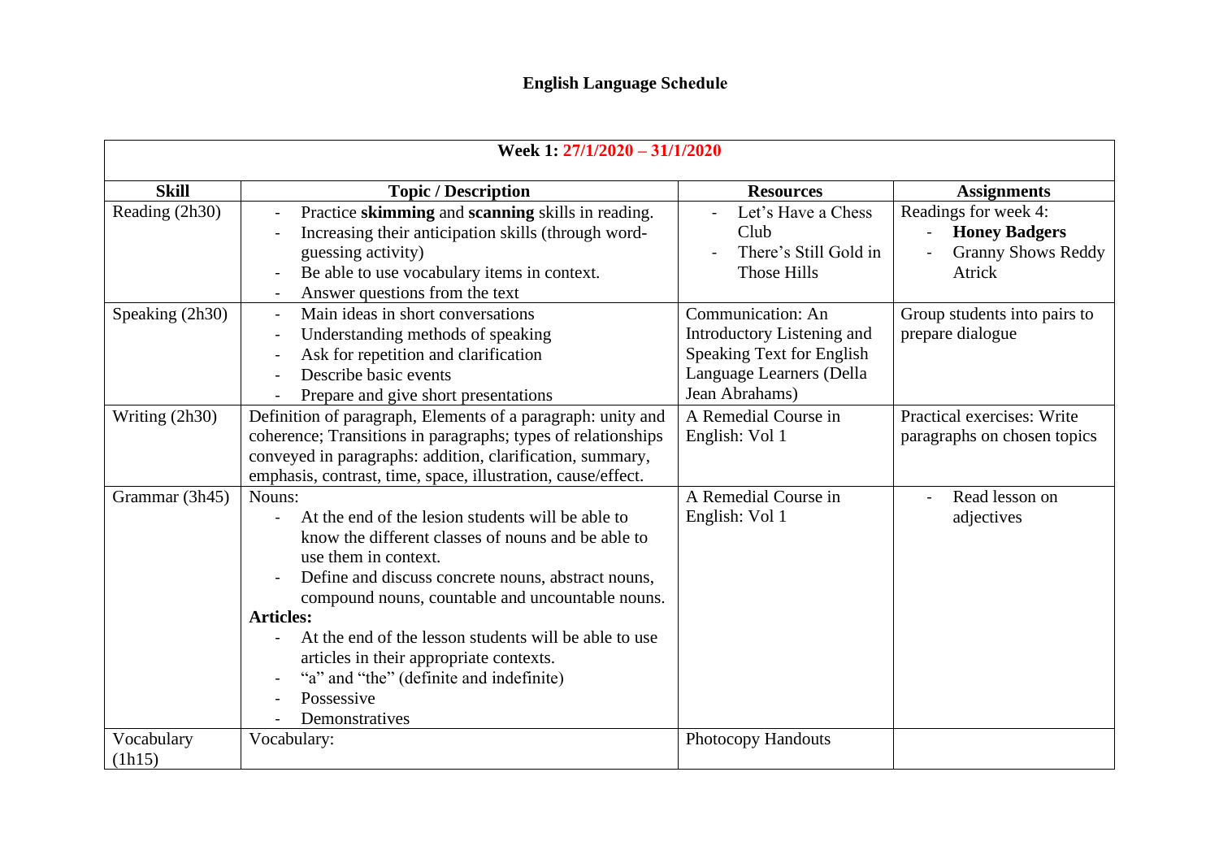# English Language Schedule

| Week 1: 27/1/2020 – 31/1/2020 | | | |
|---|---|---|---|
| **Skill** | **Topic / Description** | **Resources** | **Assignments** |
| Reading (2h30) | - Practice **skimming** and **scanning** skills in reading.<br>- Increasing their anticipation skills (through word-guessing activity)<br>- Be able to use vocabulary items in context.<br>- Answer questions from the text | - Let's Have a Chess Club<br>- There's Still Gold in Those Hills | Readings for week 4:<br>- **Honey Badgers**<br>- Granny Shows Reddy Atrick |
| Speaking (2h30) | - Main ideas in short conversations<br>- Understanding methods of speaking<br>- Ask for repetition and clarification<br>- Describe basic events<br>- Prepare and give short presentations | Communication: An Introductory Listening and Speaking Text for English Language Learners (Della Jean Abrahams) | Group students into pairs to prepare dialogue |
| Writing (2h30) | Definition of paragraph, Elements of a paragraph: unity and coherence; Transitions in paragraphs; types of relationships conveyed in paragraphs: addition, clarification, summary, emphasis, contrast, time, space, illustration, cause/effect. | A Remedial Course in English: Vol 1 | Practical exercises: Write paragraphs on chosen topics |
| Grammar (3h45) | Nouns:<br>- At the end of the lesion students will be able to know the different classes of nouns and be able to use them in context.<br>- Define and discuss concrete nouns, abstract nouns, compound nouns, countable and uncountable nouns.<br>**Articles:**<br>- At the end of the lesson students will be able to use articles in their appropriate contexts.<br>- "a" and "the" (definite and indefinite)<br>- Possessive<br>- Demonstratives | A Remedial Course in English: Vol 1 | - Read lesson on adjectives |
| Vocabulary (1h15) | Vocabulary: | Photocopy Handouts | |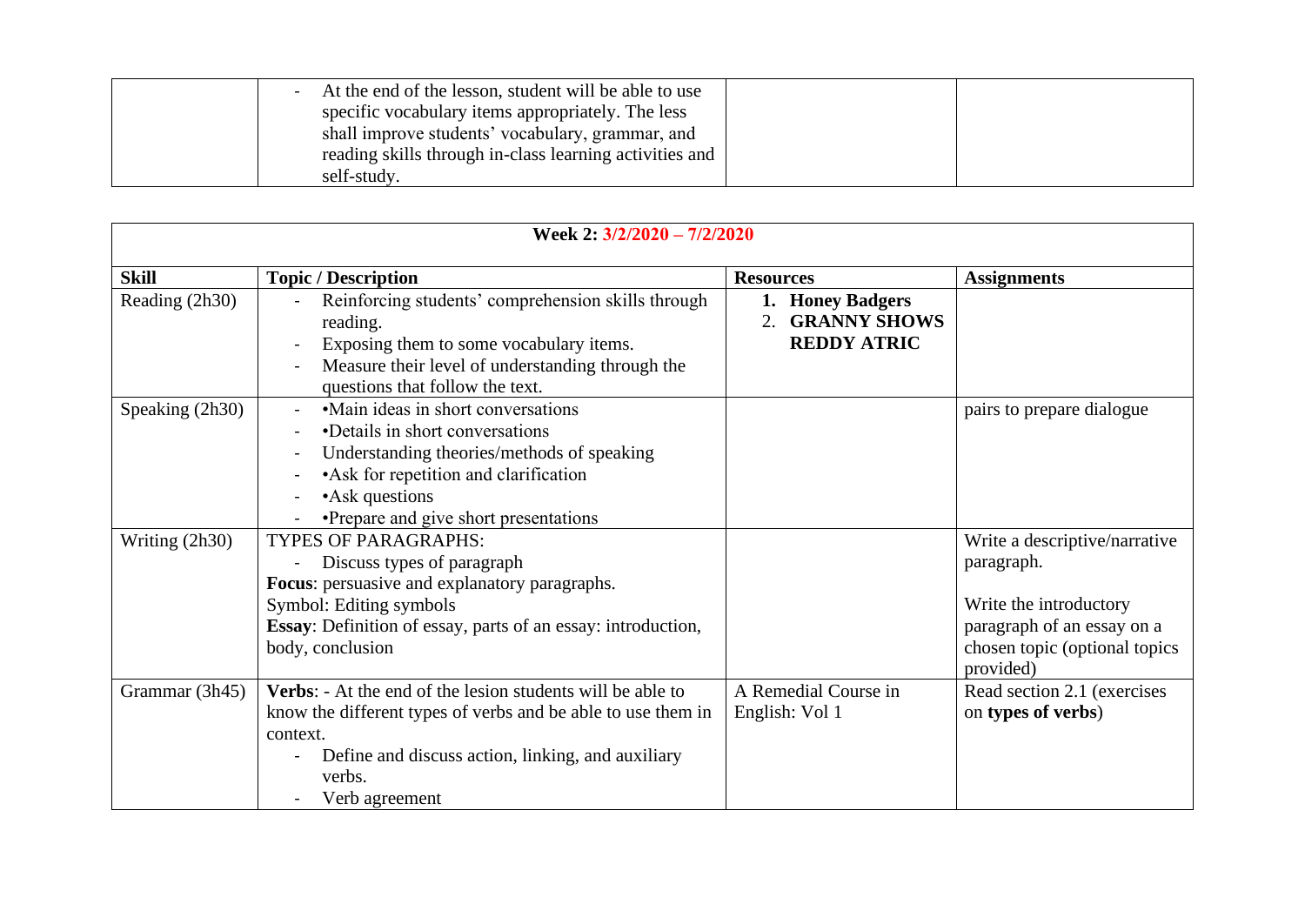| | - At the end of the lesson, student will be able to use specific vocabulary items appropriately. The less shall improve students' vocabulary, grammar, and reading skills through in-class learning activities and self-study. | | |
|---|---|---|---|

| **Week 2: 3/2/2020 – 7/2/2020** | | | |
|---|---|---|---|
| **Skill** | **Topic / Description** | **Resources** | **Assignments** |
| Reading (2h30) | - Reinforcing students' comprehension skills through reading.<br>- Exposing them to some vocabulary items.<br>- Measure their level of understanding through the questions that follow the text. | 1. **Honey Badgers**<br>2. **GRANNY SHOWS REDDY ATRIC** | |
| Speaking (2h30) | - •Main ideas in short conversations<br>- •Details in short conversations<br>- Understanding theories/methods of speaking<br>- •Ask for repetition and clarification<br>- •Ask questions<br>- •Prepare and give short presentations | | pairs to prepare dialogue |
| Writing (2h30) | TYPES OF PARAGRAPHS:<br>- Discuss types of paragraph<br>**Focus**: persuasive and explanatory paragraphs.<br>Symbol: Editing symbols<br>**Essay**: Definition of essay, parts of an essay: introduction, body, conclusion | | Write a descriptive/narrative paragraph.<br><br>Write the introductory paragraph of an essay on a chosen topic (optional topics provided) |
| Grammar (3h45) | **Verbs**: - At the end of the lesion students will be able to know the different types of verbs and be able to use them in context.<br>- Define and discuss action, linking, and auxiliary verbs.<br>- Verb agreement | A Remedial Course in English: Vol 1 | Read section 2.1 (exercises on **types of verbs**) |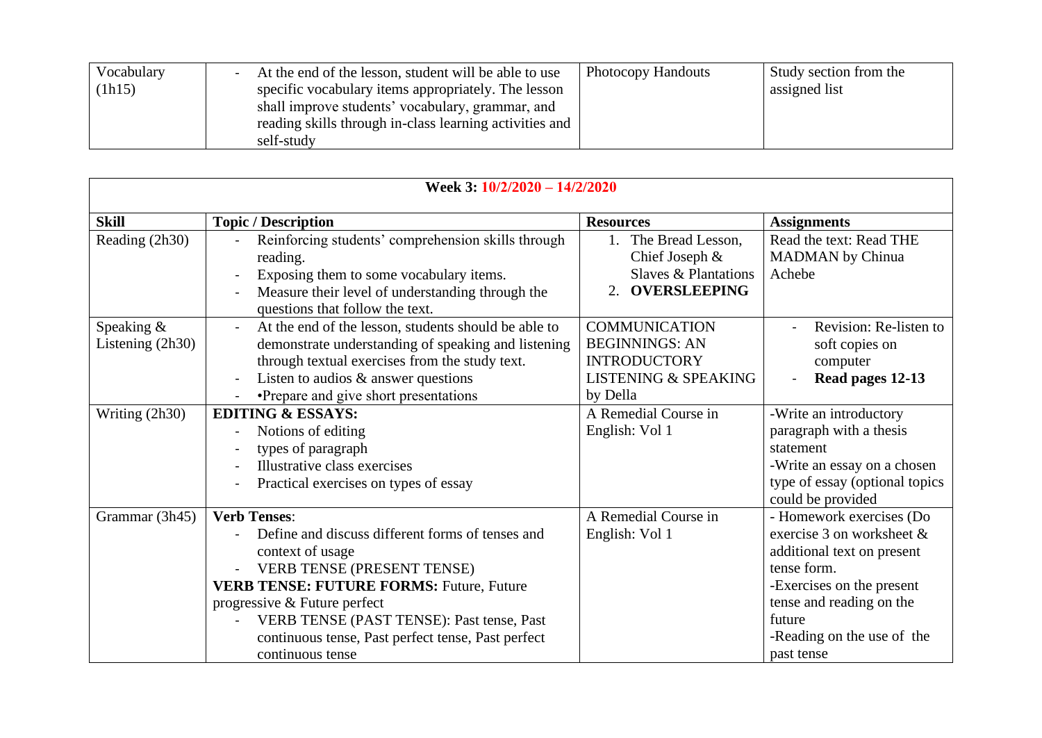| Vocabulary (1h15) | - At the end of the lesson, student will be able to use specific vocabulary items appropriately. The lesson shall improve students' vocabulary, grammar, and reading skills through in-class learning activities and self-study | Photocopy Handouts | Study section from the assigned list |
|---|---|---|---|

| **Week 3: 10/2/2020 – 14/2/2020** | | | |
|---|---|---|---|
| **Skill** | **Topic / Description** | **Resources** | **Assignments** |
| Reading (2h30) | - Reinforcing students' comprehension skills through reading.<br>- Exposing them to some vocabulary items.<br>- Measure their level of understanding through the questions that follow the text. | 1. The Bread Lesson, Chief Joseph & Slaves & Plantations<br>2. **OVERSLEEPING** | Read the text: Read THE MADMAN by Chinua Achebe |
| Speaking & Listening (2h30) | - At the end of the lesson, students should be able to demonstrate understanding of speaking and listening through textual exercises from the study text.<br>- Listen to audios & answer questions<br>- •Prepare and give short presentations | COMMUNICATION BEGINNINGS: AN INTRODUCTORY LISTENING & SPEAKING by Della | - Revision: Re-listen to soft copies on computer<br>- **Read pages 12-13** |
| Writing (2h30) | **EDITING & ESSAYS:**<br>- Notions of editing<br>- types of paragraph<br>- Illustrative class exercises<br>- Practical exercises on types of essay | A Remedial Course in English: Vol 1 | -Write an introductory paragraph with a thesis statement<br>-Write an essay on a chosen type of essay (optional topics could be provided |
| Grammar (3h45) | **Verb Tenses**:<br>- Define and discuss different forms of tenses and context of usage<br>- VERB TENSE (PRESENT TENSE)<br>**VERB TENSE: FUTURE FORMS:** Future, Future progressive & Future perfect<br>- VERB TENSE (PAST TENSE): Past tense, Past continuous tense, Past perfect tense, Past perfect continuous tense | A Remedial Course in English: Vol 1 | - Homework exercises (Do exercise 3 on worksheet & additional text on present tense form.<br>-Exercises on the present tense and reading on the future<br>-Reading on the use of the past tense |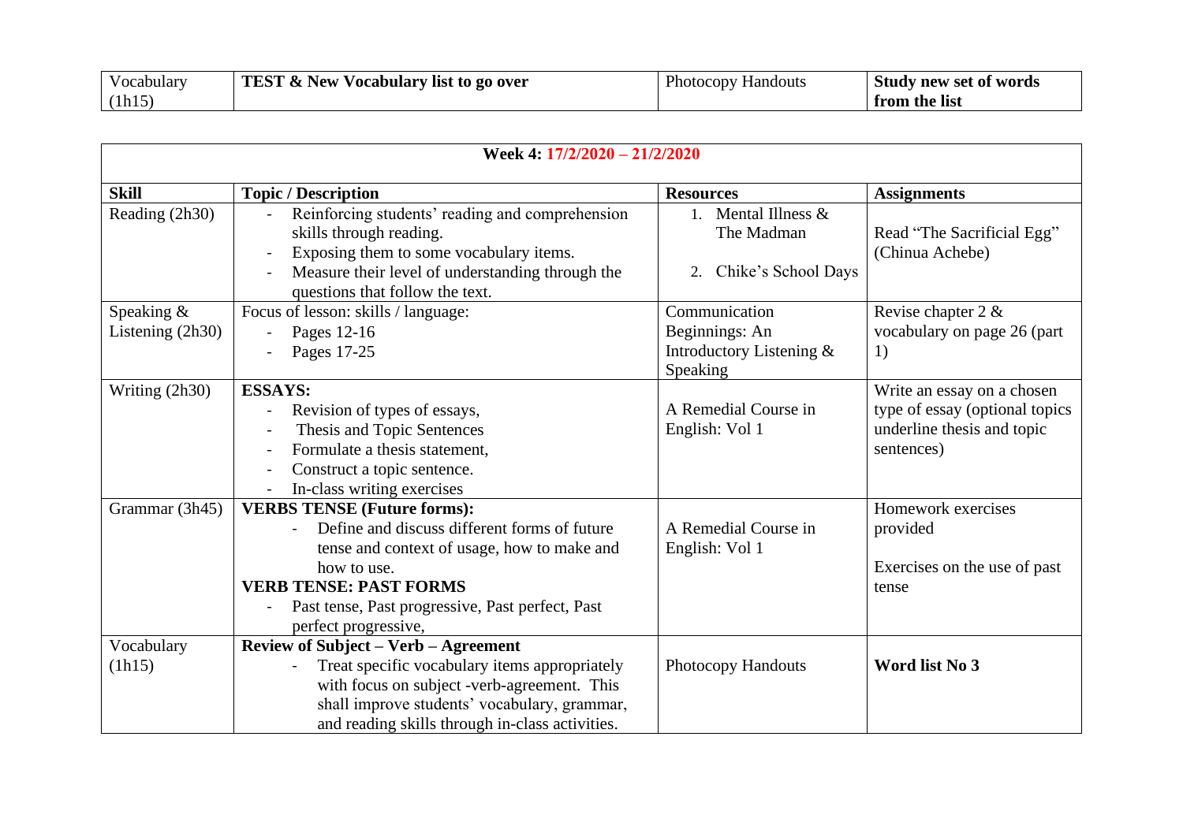| Vocabulary (1h15) | **TEST & New Vocabulary list to go over** | Photocopy Handouts | **Study new set of words from the list** |
|---|---|---|---|

| **Week 4: 17/2/2020 – 21/2/2020** | | | |
|---|---|---|---|
| **Skill** | **Topic / Description** | **Resources** | **Assignments** |
| Reading (2h30) | - Reinforcing students' reading and comprehension skills through reading.<br>- Exposing them to some vocabulary items.<br>- Measure their level of understanding through the questions that follow the text. | 1. Mental Illness & The Madman<br>2. Chike's School Days | Read "The Sacrificial Egg" (Chinua Achebe) |
| Speaking & Listening (2h30) | Focus of lesson: skills / language:<br>- Pages 12-16<br>- Pages 17-25 | Communication Beginnings: An Introductory Listening & Speaking | Revise chapter 2 & vocabulary on page 26 (part 1) |
| Writing (2h30) | **ESSAYS:**<br>- Revision of types of essays,<br>- Thesis and Topic Sentences<br>- Formulate a thesis statement,<br>- Construct a topic sentence.<br>- In-class writing exercises | A Remedial Course in English: Vol 1 | Write an essay on a chosen type of essay (optional topics underline thesis and topic sentences) |
| Grammar (3h45) | **VERBS TENSE (Future forms):**<br>- Define and discuss different forms of future tense and context of usage, how to make and how to use.<br>**VERB TENSE: PAST FORMS**<br>- Past tense, Past progressive, Past perfect, Past perfect progressive, | A Remedial Course in English: Vol 1 | Homework exercises provided<br><br>Exercises on the use of past tense |
| Vocabulary (1h15) | **Review of Subject – Verb – Agreement**<br>- Treat specific vocabulary items appropriately with focus on subject -verb-agreement. This shall improve students' vocabulary, grammar, and reading skills through in-class activities. | Photocopy Handouts | **Word list No 3** |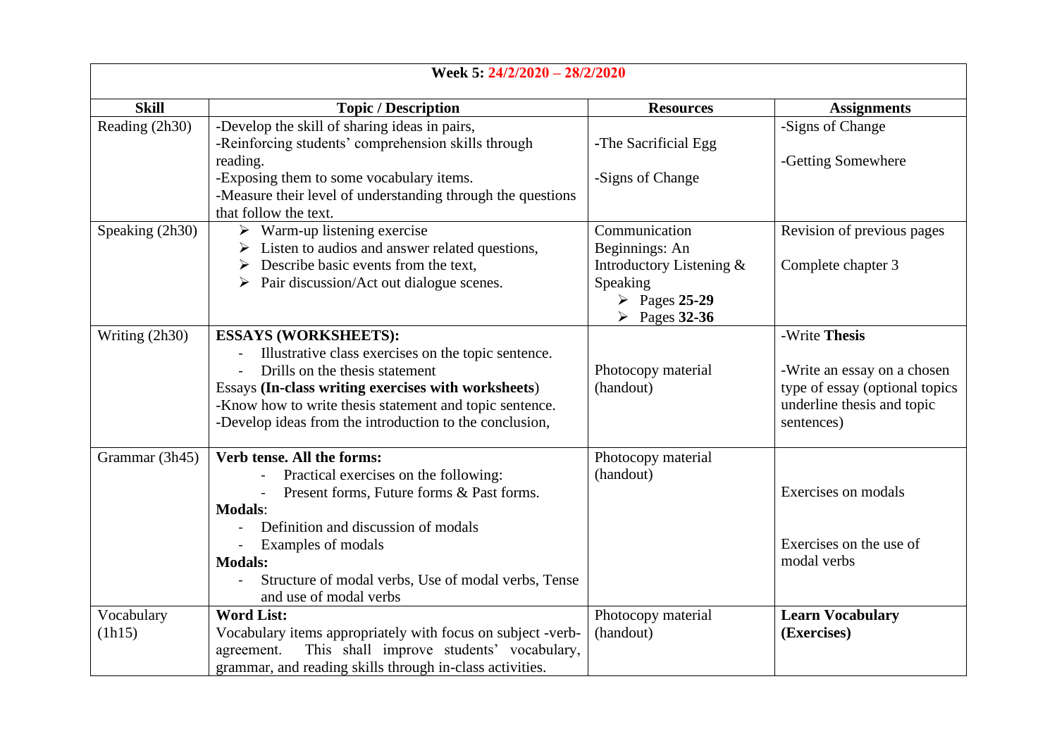| Week 5: 24/2/2020 – 28/2/2020 | | | |
|---|---|---|---|
| **Skill** | **Topic / Description** | **Resources** | **Assignments** |
| Reading (2h30) | -Develop the skill of sharing ideas in pairs,<br>-Reinforcing students' comprehension skills through reading.<br>-Exposing them to some vocabulary items.<br>-Measure their level of understanding through the questions that follow the text. | -The Sacrificial Egg<br><br>-Signs of Change | -Signs of Change<br><br>-Getting Somewhere |
| Speaking (2h30) | ➢ Warm-up listening exercise<br>➢ Listen to audios and answer related questions,<br>➢ Describe basic events from the text,<br>➢ Pair discussion/Act out dialogue scenes. | Communication Beginnings: An Introductory Listening & Speaking<br>➢ Pages **25-29**<br>➢ Pages **32-36** | Revision of previous pages<br><br>Complete chapter 3 |
| Writing (2h30) | **ESSAYS (WORKSHEETS):**<br>- Illustrative class exercises on the topic sentence.<br>- Drills on the thesis statement<br>Essays **(In-class writing exercises with worksheets**)<br>-Know how to write thesis statement and topic sentence.<br>-Develop ideas from the introduction to the conclusion, | Photocopy material (handout) | -Write **Thesis**<br><br>-Write an essay on a chosen type of essay (optional topics underline thesis and topic sentences) |
| Grammar (3h45) | **Verb tense. All the forms:**<br>- Practical exercises on the following:<br>- Present forms, Future forms & Past forms.<br>**Modals**:<br>- Definition and discussion of modals<br>- Examples of modals<br>**Modals:**<br>- Structure of modal verbs, Use of modal verbs, Tense and use of modal verbs | Photocopy material (handout) | Exercises on modals<br><br>Exercises on the use of modal verbs |
| Vocabulary (1h15) | **Word List:**<br>Vocabulary items appropriately with focus on subject -verb-agreement. This shall improve students' vocabulary, grammar, and reading skills through in-class activities. | Photocopy material (handout) | **Learn Vocabulary (Exercises)** |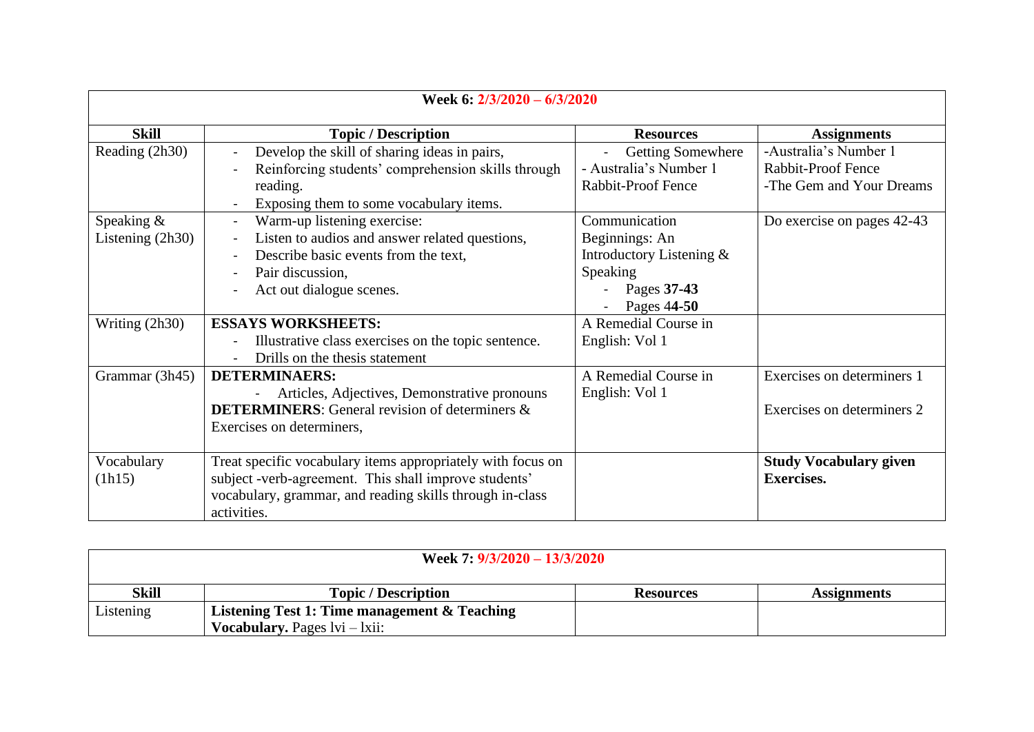| Week 6: 2/3/2020 – 6/3/2020 | | | |
|---|---|---|---|
| **Skill** | **Topic / Description** | **Resources** | **Assignments** |
| Reading (2h30) | - Develop the skill of sharing ideas in pairs,<br>- Reinforcing students' comprehension skills through reading.<br>- Exposing them to some vocabulary items. | - Getting Somewhere<br>- Australia's Number 1 Rabbit-Proof Fence | -Australia's Number 1 Rabbit-Proof Fence<br>-The Gem and Your Dreams |
| Speaking & Listening (2h30) | - Warm-up listening exercise:<br>- Listen to audios and answer related questions,<br>- Describe basic events from the text,<br>- Pair discussion,<br>- Act out dialogue scenes. | Communication Beginnings: An Introductory Listening & Speaking<br>- Pages **37-43**<br>- Pages 4**4-50** | Do exercise on pages 42-43 |
| Writing (2h30) | **ESSAYS WORKSHEETS:**<br>- Illustrative class exercises on the topic sentence.<br>- Drills on the thesis statement | A Remedial Course in English: Vol 1 | |
| Grammar (3h45) | **DETERMINAERS:**<br>- Articles, Adjectives, Demonstrative pronouns<br>**DETERMINERS**: General revision of determiners & Exercises on determiners, | A Remedial Course in English: Vol 1 | Exercises on determiners 1<br><br>Exercises on determiners 2 |
| Vocabulary (1h15) | Treat specific vocabulary items appropriately with focus on subject -verb-agreement. This shall improve students' vocabulary, grammar, and reading skills through in-class activities. | | **Study Vocabulary given Exercises.** |

| Week 7: 9/3/2020 – 13/3/2020 | | | |
|---|---|---|---|
| **Skill** | **Topic / Description** | **Resources** | **Assignments** |
| Listening | **Listening Test 1: Time management & Teaching Vocabulary.** Pages lvi – lxii: | | |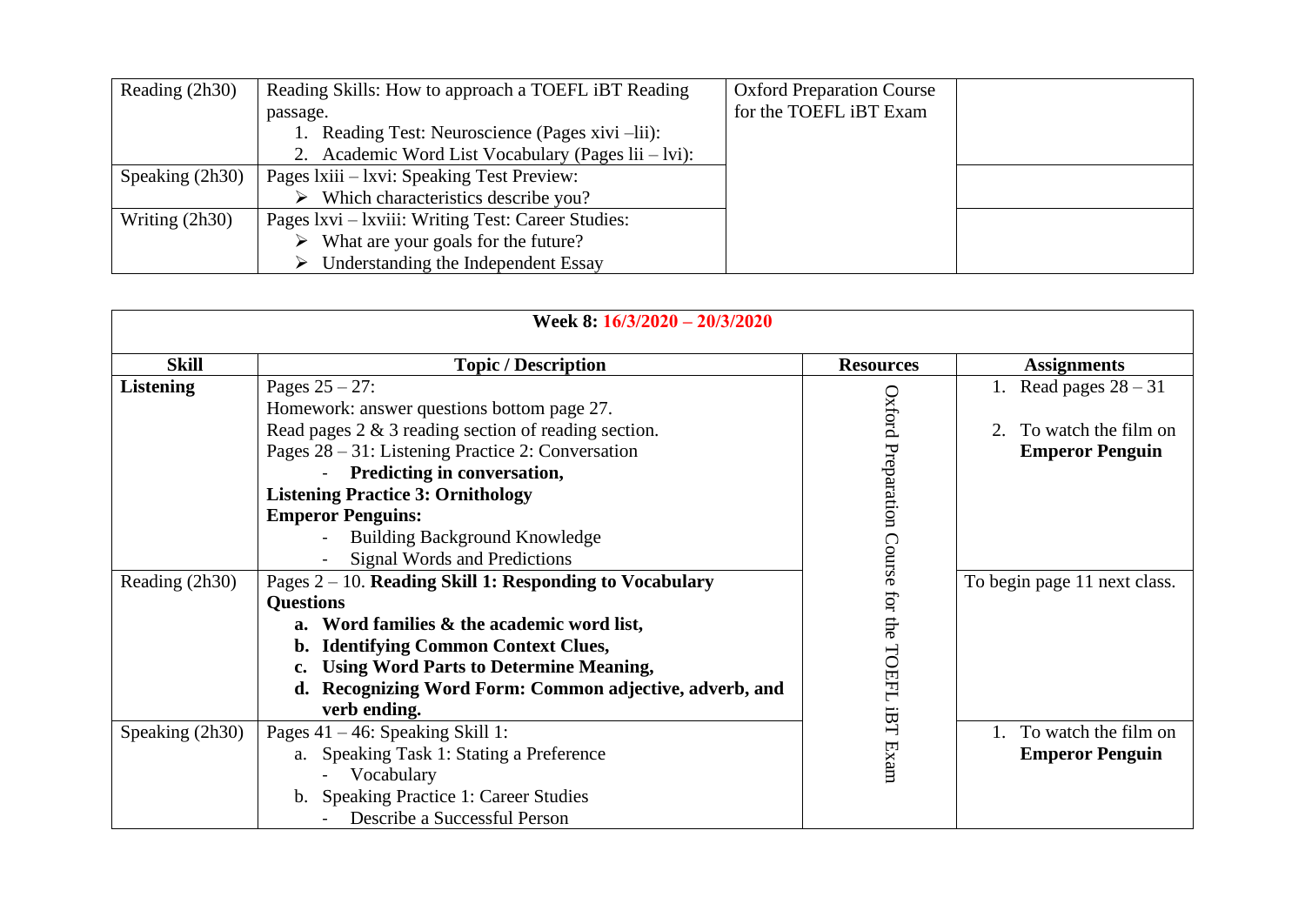| Reading (2h30) | Reading Skills: How to approach a TOEFL iBT Reading passage.<br>1. Reading Test: Neuroscience (Pages xivi –lii):<br>2. Academic Word List Vocabulary (Pages lii – lvi): | Oxford Preparation Course for the TOEFL iBT Exam | |
|---|---|---|---|
| Speaking (2h30) | Pages lxiii – lxvi: Speaking Test Preview:<br>➢ Which characteristics describe you? | | |
| Writing (2h30) | Pages lxvi – lxviii: Writing Test: Career Studies:<br>➢ What are your goals for the future?<br>➢ Understanding the Independent Essay | | |

| **Week 8: 16/3/2020 – 20/3/2020** | | | |
|---|---|---|---|
| **Skill** | **Topic / Description** | **Resources** | **Assignments** |
| **Listening** | Pages 25 – 27:<br>Homework: answer questions bottom page 27.<br>Read pages 2 & 3 reading section of reading section.<br>Pages 28 – 31: Listening Practice 2: Conversation<br>- **Predicting in conversation,**<br>**Listening Practice 3: Ornithology**<br>**Emperor Penguins:**<br>- Building Background Knowledge<br>- Signal Words and Predictions | Oxford Preparation Course for the TOEFL iBT Exam | 1. Read pages 28 – 31<br>2. To watch the film on **Emperor Penguin** |
| Reading (2h30) | Pages 2 – 10. **Reading Skill 1: Responding to Vocabulary Questions**<br>**a. Word families & the academic word list,**<br>**b. Identifying Common Context Clues,**<br>**c. Using Word Parts to Determine Meaning,**<br>**d. Recognizing Word Form: Common adjective, adverb, and verb ending.** | | To begin page 11 next class. |
| Speaking (2h30) | Pages 41 – 46: Speaking Skill 1:<br>a. Speaking Task 1: Stating a Preference<br>- Vocabulary<br>b. Speaking Practice 1: Career Studies<br>- Describe a Successful Person | | 1. To watch the film on **Emperor Penguin** |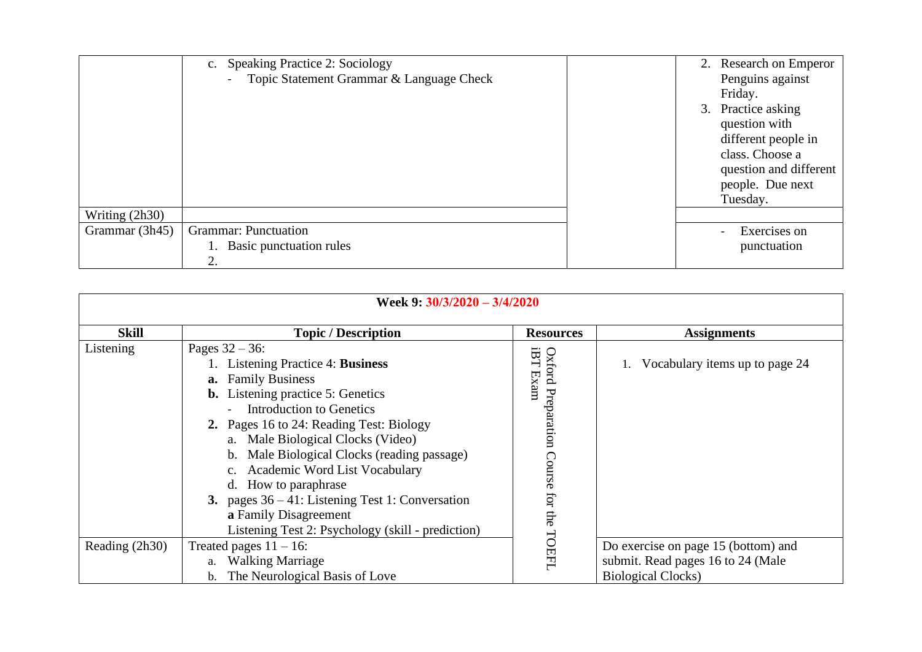| | | | |
|---|---|---|---|
| | c. Speaking Practice 2: Sociology<br>- Topic Statement Grammar & Language Check | | 2. Research on Emperor Penguins against Friday.<br>3. Practice asking question with different people in class. Choose a question and different people. Due next Tuesday. |
| Writing (2h30) | | | |
| Grammar (3h45) | Grammar: Punctuation<br>1. Basic punctuation rules<br>2. | | - Exercises on punctuation |

| Week 9: 30/3/2020 – 3/4/2020 | | | |
|---|---|---|---|
| **Skill** | **Topic / Description** | **Resources** | **Assignments** |
| Listening | Pages 32 – 36:<br>1. Listening Practice 4: **Business**<br>**a.** Family Business<br>**b.** Listening practice 5: Genetics<br>- Introduction to Genetics<br>**2.** Pages 16 to 24: Reading Test: Biology<br>a. Male Biological Clocks (Video)<br>b. Male Biological Clocks (reading passage)<br>c. Academic Word List Vocabulary<br>d. How to paraphrase<br>**3.** pages 36 – 41: Listening Test 1: Conversation<br>**a** Family Disagreement<br>Listening Test 2: Psychology (skill - prediction) | Oxford Preparation Course for the TOEFL iBT Exam | 1. Vocabulary items up to page 24 |
| Reading (2h30) | Treated pages 11 – 16:<br>a. Walking Marriage<br>b. The Neurological Basis of Love | | Do exercise on page 15 (bottom) and submit. Read pages 16 to 24 (Male Biological Clocks) |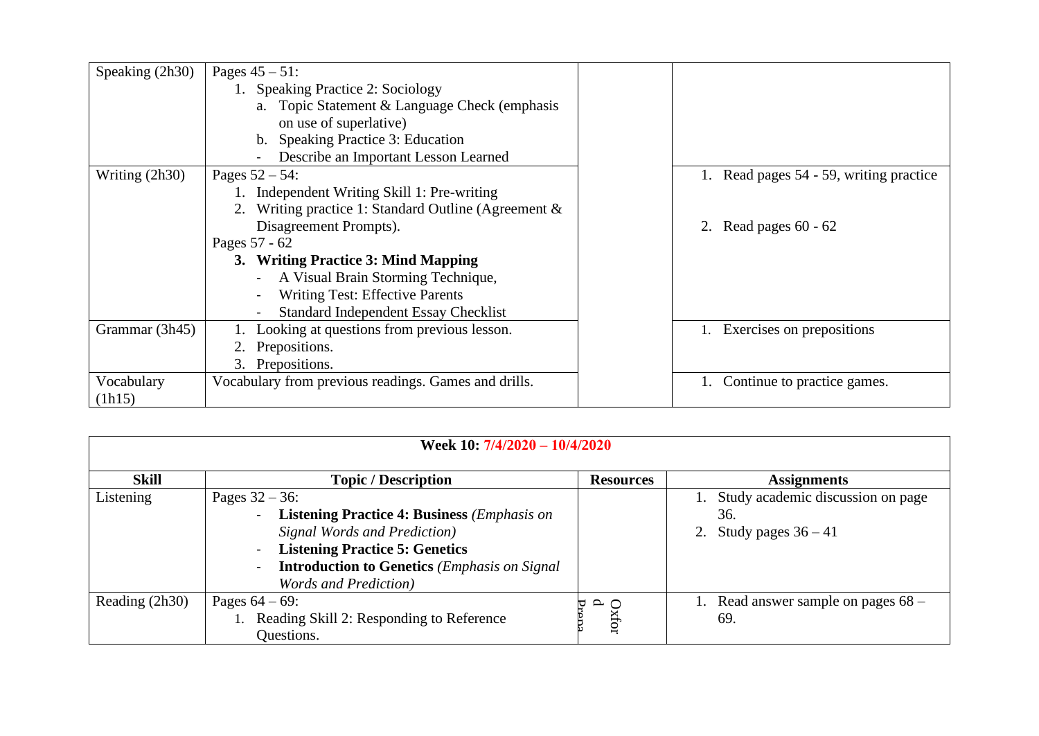| Speaking (2h30) | Pages 45 – 51:<br>1. Speaking Practice 2: Sociology<br>a. Topic Statement & Language Check (emphasis on use of superlative)<br>b. Speaking Practice 3: Education<br>- Describe an Important Lesson Learned | | |
|---|---|---|---|
| Writing (2h30) | Pages 52 – 54:<br>1. Independent Writing Skill 1: Pre-writing<br>2. Writing practice 1: Standard Outline (Agreement & Disagreement Prompts).<br>Pages 57 - 62<br>**3. Writing Practice 3: Mind Mapping**<br>- A Visual Brain Storming Technique,<br>- Writing Test: Effective Parents<br>- Standard Independent Essay Checklist | | 1. Read pages 54 - 59, writing practice<br>2. Read pages 60 - 62 |
| Grammar (3h45) | 1. Looking at questions from previous lesson.<br>2. Prepositions.<br>3. Prepositions. | | 1. Exercises on prepositions |
| Vocabulary (1h15) | Vocabulary from previous readings. Games and drills. | | 1. Continue to practice games. |

| **Week 10: 7/4/2020 – 10/4/2020** | | | |
|---|---|---|---|
| **Skill** | **Topic / Description** | **Resources** | **Assignments** |
| Listening | Pages 32 – 36:<br>- **Listening Practice 4: Business** *(Emphasis on Signal Words and Prediction)*<br>- **Listening Practice 5: Genetics**<br>- **Introduction to Genetics** *(Emphasis on Signal Words and Prediction)* | | 1. Study academic discussion on page 36.<br>2. Study pages 36 – 41 |
| Reading (2h30) | Pages 64 – 69:<br>1. Reading Skill 2: Responding to Reference Questions. | Oxford Prepa | 1. Read answer sample on pages 68 – 69. |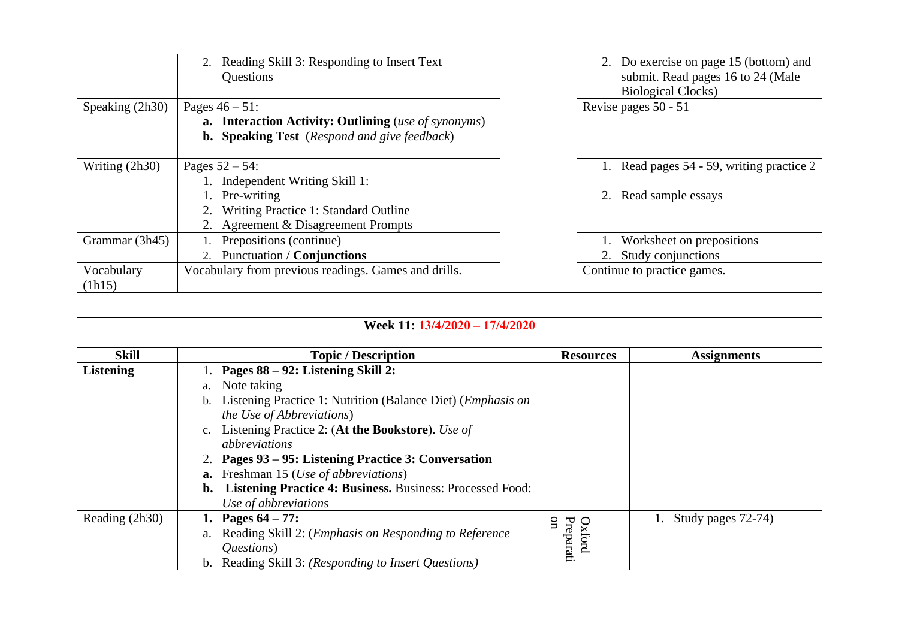| | | | |
|---|---|---|---|
| | 2. Reading Skill 3: Responding to Insert Text Questions | | 2. Do exercise on page 15 (bottom) and submit. Read pages 16 to 24 (Male Biological Clocks) |
| Speaking (2h30) | Pages 46 – 51:<br>**a. Interaction Activity: Outlining** (*use of synonyms*)<br>**b. Speaking Test** (*Respond and give feedback*) | | Revise pages 50 - 51 |
| Writing (2h30) | Pages 52 – 54:<br>1. Independent Writing Skill 1:<br>1. Pre-writing<br>2. Writing Practice 1: Standard Outline<br>2. Agreement & Disagreement Prompts | | 1. Read pages 54 - 59, writing practice 2<br>2. Read sample essays |
| Grammar (3h45) | 1. Prepositions (continue)<br>2. Punctuation / **Conjunctions** | | 1. Worksheet on prepositions<br>2. Study conjunctions |
| Vocabulary (1h15) | Vocabulary from previous readings. Games and drills. | | Continue to practice games. |

| **Week 11: 13/4/2020 – 17/4/2020** | | | |
|---|---|---|---|
| **Skill** | **Topic / Description** | **Resources** | **Assignments** |
| **Listening** | 1. **Pages 88 – 92: Listening Skill 2:**<br>a. Note taking<br>b. Listening Practice 1: Nutrition (Balance Diet) (*Emphasis on the Use of Abbreviations*)<br>c. Listening Practice 2: (**At the Bookstore**). *Use of abbreviations*<br>2. **Pages 93 – 95: Listening Practice 3: Conversation**<br>**a.** Freshman 15 (*Use of abbreviations*)<br>**b. Listening Practice 4: Business.** Business: Processed Food: *Use of abbreviations* | | |
| Reading (2h30) | **1. Pages 64 – 77:**<br>a. Reading Skill 2: (*Emphasis on Responding to Reference Questions*)<br>b. Reading Skill 3: *(Responding to Insert Questions)* | Oxford Preparation | 1. Study pages 72-74) |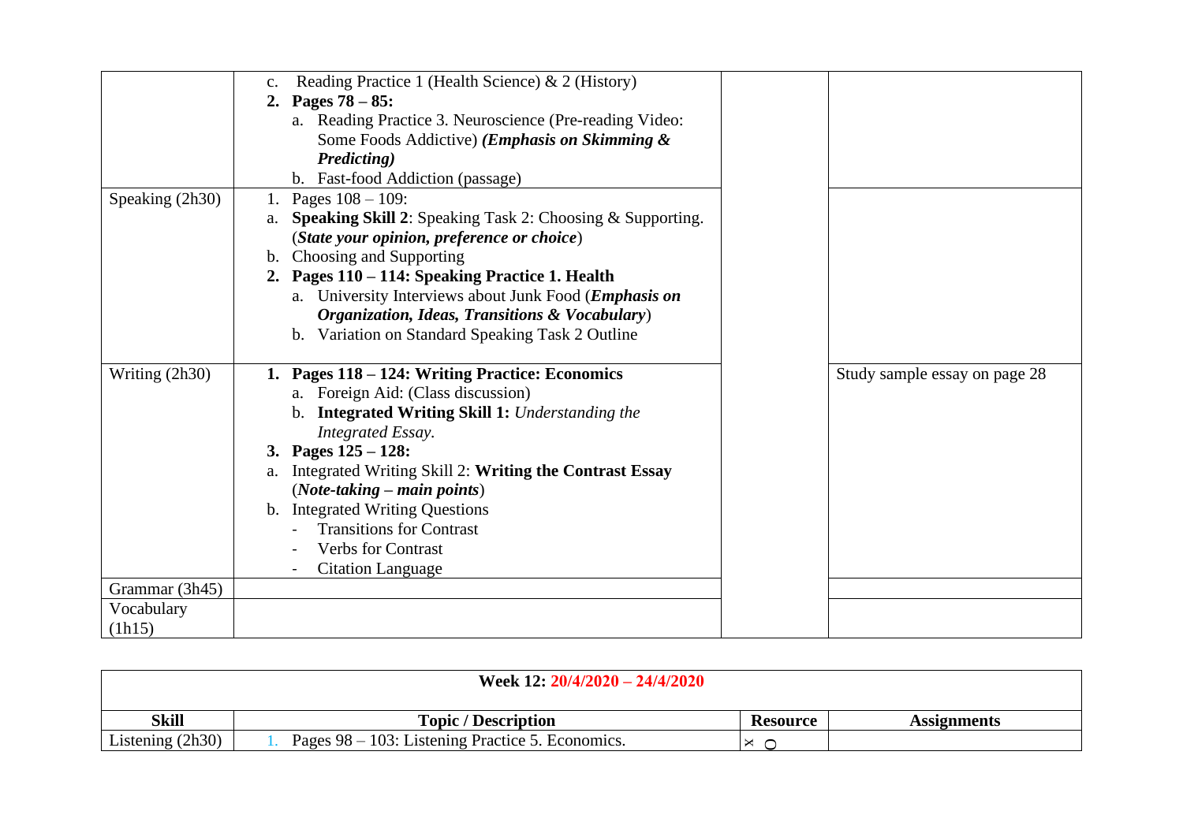| | | | |
|---|---|---|---|
| | c. Reading Practice 1 (Health Science) & 2 (History)<br>**2. Pages 78 – 85:**<br>a. Reading Practice 3. Neuroscience (Pre-reading Video: Some Foods Addictive) ***(Emphasis on Skimming & Predicting)***<br>b. Fast-food Addiction (passage) | | |
| Speaking (2h30) | 1. Pages 108 – 109:<br>a. **Speaking Skill 2**: Speaking Task 2: Choosing & Supporting. (***State your opinion, preference or choice***)<br>b. Choosing and Supporting<br>**2. Pages 110 – 114: Speaking Practice 1. Health**<br>a. University Interviews about Junk Food (***Emphasis on Organization, Ideas, Transitions & Vocabulary***)<br>b. Variation on Standard Speaking Task 2 Outline | | |
| Writing (2h30) | **1. Pages 118 – 124: Writing Practice: Economics**<br>a. Foreign Aid: (Class discussion)<br>b. **Integrated Writing Skill 1:** *Understanding the Integrated Essay.*<br>**3. Pages 125 – 128:**<br>a. Integrated Writing Skill 2: **Writing the Contrast Essay** (***Note-taking – main points***)<br>b. Integrated Writing Questions<br>- Transitions for Contrast<br>- Verbs for Contrast<br>- Citation Language | | Study sample essay on page 28 |
| Grammar (3h45) | | | |
| Vocabulary (1h15) | | | |

| **Week 12: 20/4/2020 – 24/4/2020** | | | |
|---|---|---|---|
| **Skill** | **Topic / Description** | **Resource** | **Assignments** |
| Listening (2h30) | 1. Pages 98 – 103: Listening Practice 5. Economics. | | |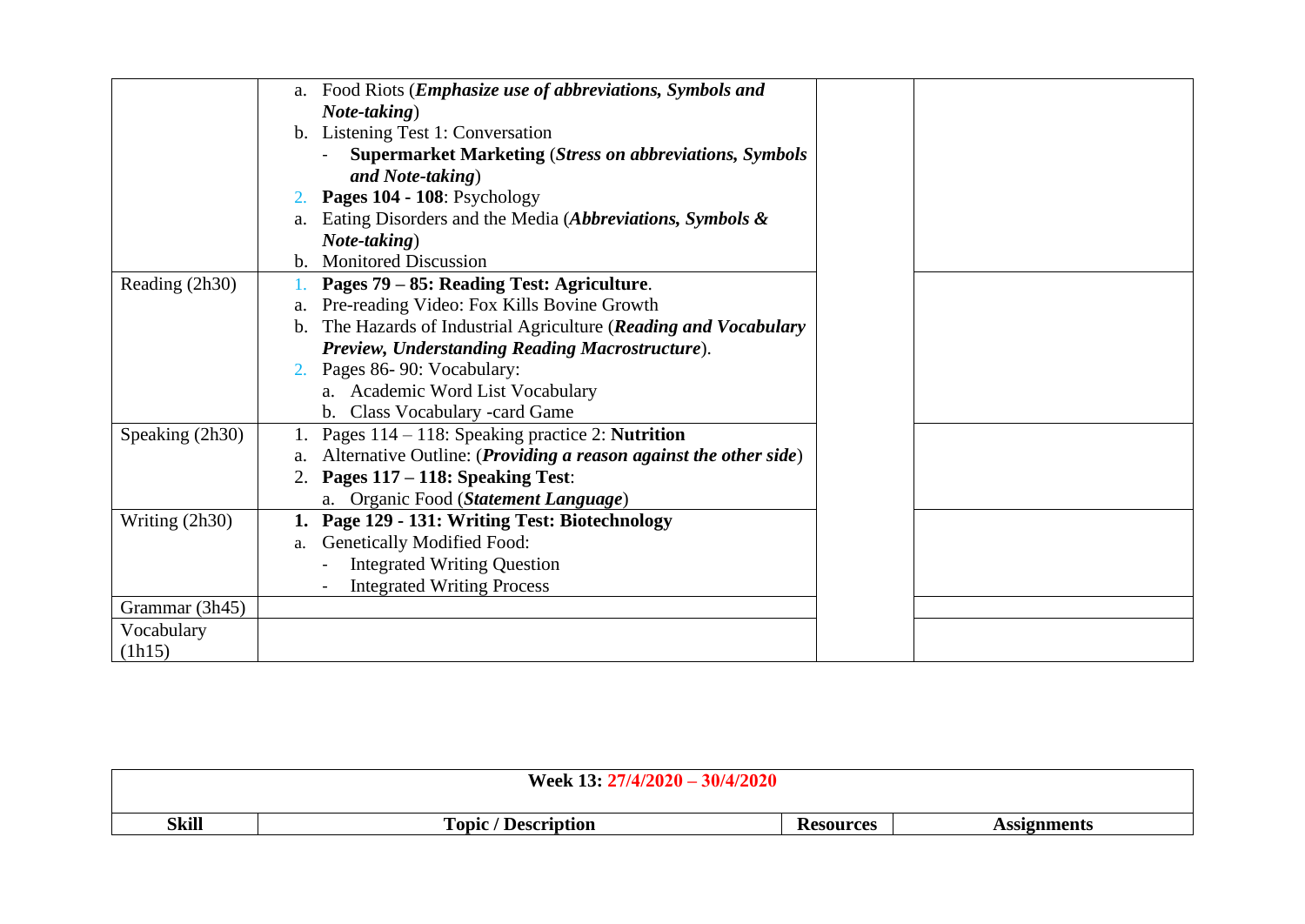| | | | |
|---|---|---|---|
| | a. Food Riots (***Emphasize use of abbreviations, Symbols and Note-taking***)<br>b. Listening Test 1: Conversation<br>- **Supermarket Marketing** (***Stress on abbreviations, Symbols and Note-taking***)<br>2. **Pages 104 - 108**: Psychology<br>a. Eating Disorders and the Media (***Abbreviations, Symbols & Note-taking***)<br>b. Monitored Discussion | | |
| Reading (2h30) | 1. **Pages 79 – 85: Reading Test: Agriculture**.<br>a. Pre-reading Video: Fox Kills Bovine Growth<br>b. The Hazards of Industrial Agriculture (***Reading and Vocabulary Preview, Understanding Reading Macrostructure***).<br>2. Pages 86- 90: Vocabulary:<br>a. Academic Word List Vocabulary<br>b. Class Vocabulary -card Game | | |
| Speaking (2h30) | 1. Pages 114 – 118: Speaking practice 2: **Nutrition**<br>a. Alternative Outline: (***Providing a reason against the other side***)<br>2. **Pages 117 – 118: Speaking Test**:<br>a. Organic Food (***Statement Language***) | | |
| Writing (2h30) | **1. Page 129 - 131: Writing Test: Biotechnology**<br>a. Genetically Modified Food:<br>- Integrated Writing Question<br>- Integrated Writing Process | | |
| Grammar (3h45) | | | |
| Vocabulary (1h15) | | | |

| **Week 13: 27/4/2020 – 30/4/2020** | | | |
|---|---|---|---|
| **Skill** | **Topic / Description** | **Resources** | **Assignments** |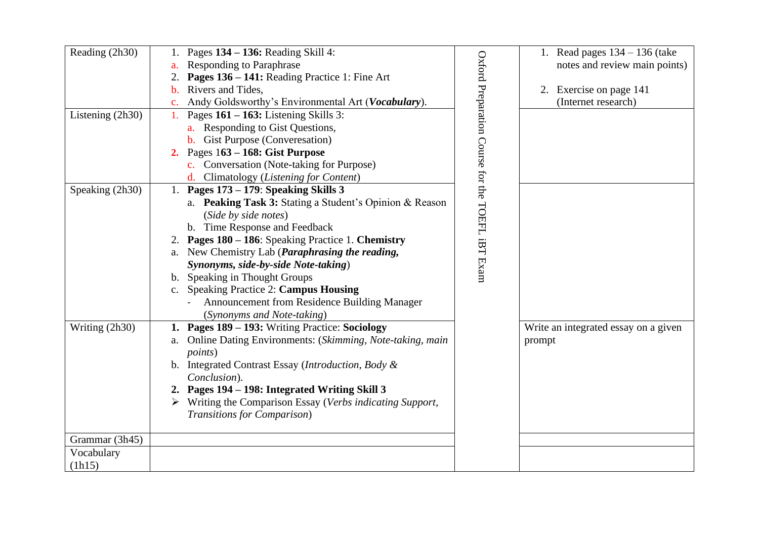| Reading (2h30) | 1. Pages **134 – 136:** Reading Skill 4:<br>a. Responding to Paraphrase<br>2. **Pages 136 – 141:** Reading Practice 1: Fine Art<br>b. Rivers and Tides,<br>c. Andy Goldsworthy's Environmental Art (***Vocabulary***). | Oxford Preparation Course for the TOEFL iBT Exam | 1. Read pages 134 – 136 (take notes and review main points)<br><br>2. Exercise on page 141 (Internet research) |
|---|---|---|---|
| Listening (2h30) | 1. Pages **161 – 163:** Listening Skills 3:<br>a. Responding to Gist Questions,<br>b. Gist Purpose (Converesation)<br>**2.** Pages 1**63 – 168: Gist Purpose**<br>c. Conversation (Note-taking for Purpose)<br>d. Climatology (*Listening for Content*) | | |
| Speaking (2h30) | 1. **Pages 173 – 179**: **Speaking Skills 3**<br>a. **Peaking Task 3:** Stating a Student's Opinion & Reason (*Side by side notes*)<br>b. Time Response and Feedback<br>2. **Pages 180 – 186**: Speaking Practice 1. **Chemistry**<br>a. New Chemistry Lab (***Paraphrasing the reading, Synonyms, side-by-side Note-taking***)<br>b. Speaking in Thought Groups<br>c. Speaking Practice 2: **Campus Housing**<br>- Announcement from Residence Building Manager (*Synonyms and Note-taking*) | | |
| Writing (2h30) | **1. Pages 189 – 193:** Writing Practice: **Sociology**<br>a. Online Dating Environments: (*Skimming, Note-taking, main points*)<br>b. Integrated Contrast Essay (*Introduction, Body & Conclusion*).<br>**2. Pages 194 – 198: Integrated Writing Skill 3**<br>➢ Writing the Comparison Essay (*Verbs indicating Support, Transitions for Comparison*) | | Write an integrated essay on a given prompt |
| Grammar (3h45) | | | |
| Vocabulary (1h15) | | | |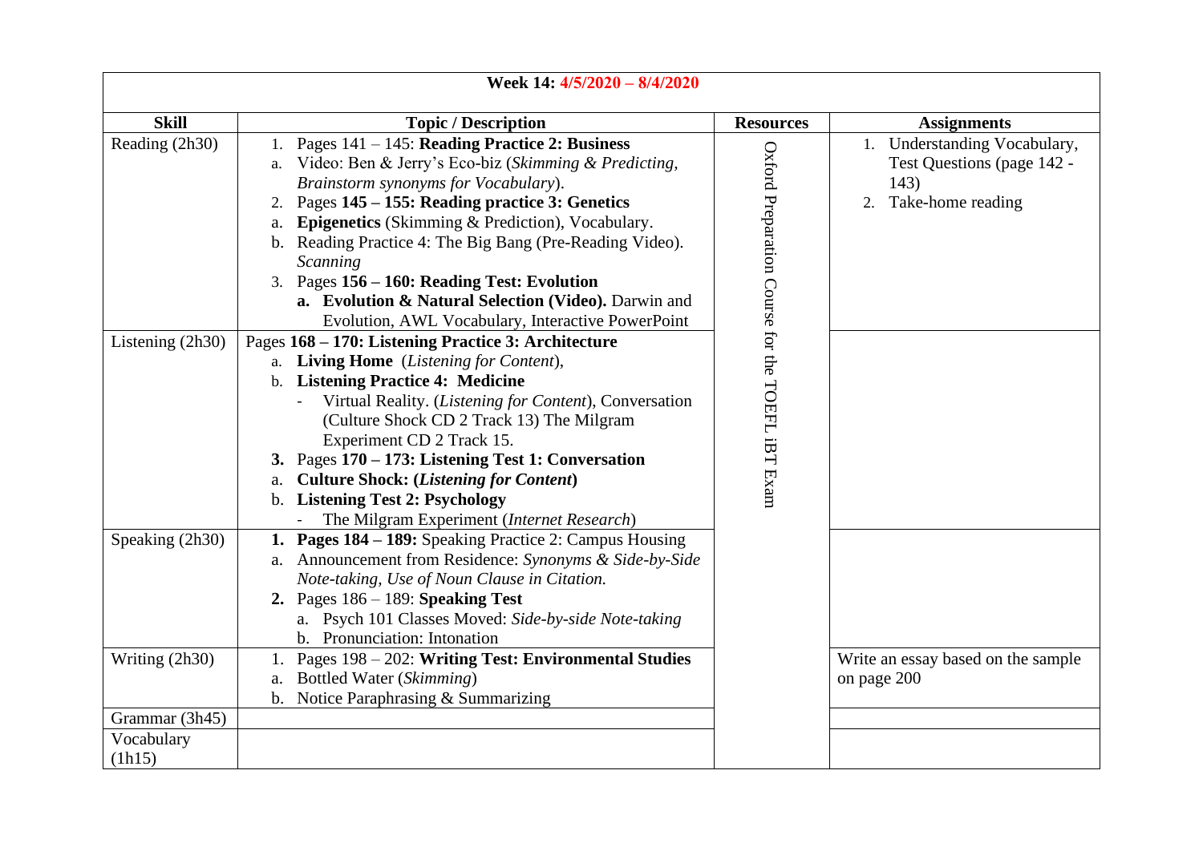| Week 14: 4/5/2020 – 8/4/2020 | | | |
|---|---|---|---|
| **Skill** | **Topic / Description** | **Resources** | **Assignments** |
| Reading (2h30) | 1. Pages 141 – 145: **Reading Practice 2: Business**<br>a. Video: Ben & Jerry's Eco-biz (*Skimming & Predicting, Brainstorm synonyms for Vocabulary*).<br>2. Pages **145 – 155: Reading practice 3: Genetics**<br>a. **Epigenetics** (Skimming & Prediction), Vocabulary.<br>b. Reading Practice 4: The Big Bang (Pre-Reading Video). *Scanning*<br>3. Pages **156 – 160: Reading Test: Evolution**<br>a. **Evolution & Natural Selection (Video).** Darwin and Evolution, AWL Vocabulary, Interactive PowerPoint | Oxford Preparation Course for the TOEFL iBT Exam | 1. Understanding Vocabulary, Test Questions (page 142 - 143)<br>2. Take-home reading |
| Listening (2h30) | Pages **168 – 170: Listening Practice 3: Architecture**<br>a. **Living Home** (*Listening for Content*),<br>b. **Listening Practice 4: Medicine**<br>- Virtual Reality. (*Listening for Content*), Conversation (Culture Shock CD 2 Track 13) The Milgram Experiment CD 2 Track 15.<br>**3.** Pages **170 – 173: Listening Test 1: Conversation**<br>a. **Culture Shock: (*Listening for Content*)**<br>b. **Listening Test 2: Psychology**<br>- The Milgram Experiment (*Internet Research*) | | |
| Speaking (2h30) | **1. Pages 184 – 189:** Speaking Practice 2: Campus Housing<br>a. Announcement from Residence: *Synonyms & Side-by-Side Note-taking, Use of Noun Clause in Citation.*<br>**2.** Pages 186 – 189: **Speaking Test**<br>a. Psych 101 Classes Moved: *Side-by-side Note-taking*<br>b. Pronunciation: Intonation | | |
| Writing (2h30) | 1. Pages 198 – 202: **Writing Test: Environmental Studies**<br>a. Bottled Water (*Skimming*)<br>b. Notice Paraphrasing & Summarizing | | Write an essay based on the sample on page 200 |
| Grammar (3h45) | | | |
| Vocabulary (1h15) | | | |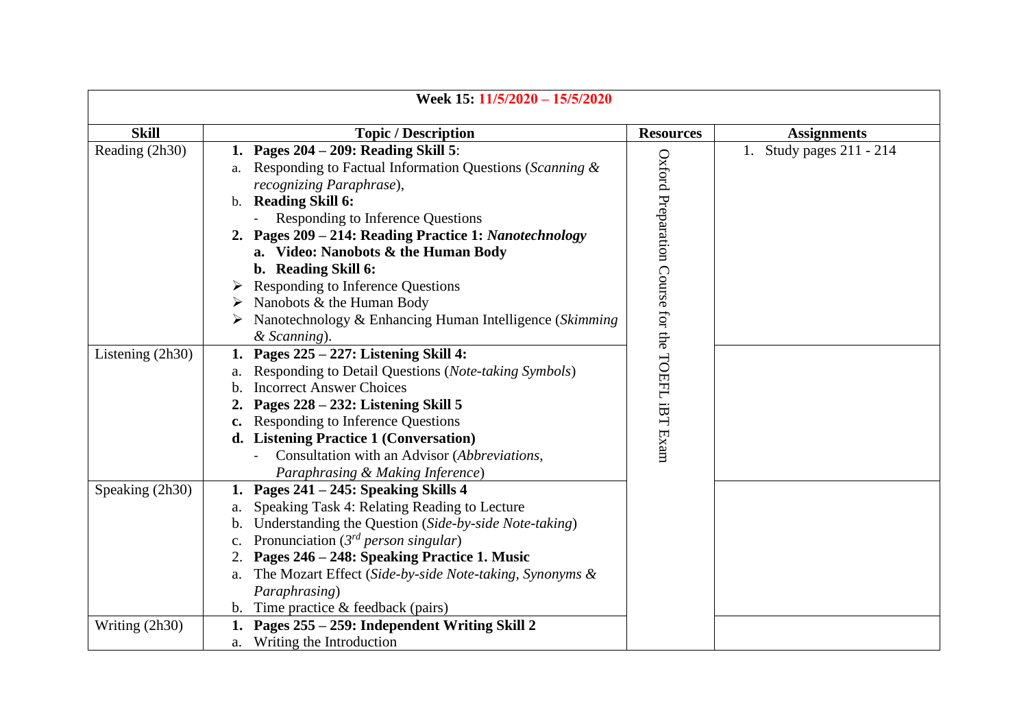| Week 15: 11/5/2020 – 15/5/2020 | | | |
|---|---|---|---|
| **Skill** | **Topic / Description** | **Resources** | **Assignments** |
| Reading (2h30) | **1. Pages 204 – 209: Reading Skill 5**:<br>a. Responding to Factual Information Questions (*Scanning & recognizing Paraphrase*),<br>b. **Reading Skill 6:**<br>- Responding to Inference Questions<br>**2. Pages 209 – 214: Reading Practice 1: *Nanotechnology***<br>**a. Video: Nanobots & the Human Body**<br>**b. Reading Skill 6:**<br>➢ Responding to Inference Questions<br>➢ Nanobots & the Human Body<br>➢ Nanotechnology & Enhancing Human Intelligence (*Skimming & Scanning*). | Oxford Preparation Course for the TOEFL iBT Exam | 1. Study pages 211 - 214 |
| Listening (2h30) | **1. Pages 225 – 227: Listening Skill 4:**<br>a. Responding to Detail Questions (*Note-taking Symbols*)<br>b. Incorrect Answer Choices<br>**2. Pages 228 – 232: Listening Skill 5**<br>**c.** Responding to Inference Questions<br>**d. Listening Practice 1 (Conversation)**<br>- Consultation with an Advisor (*Abbreviations, Paraphrasing & Making Inference*) | | |
| Speaking (2h30) | **1. Pages 241 – 245: Speaking Skills 4**<br>a. Speaking Task 4: Relating Reading to Lecture<br>b. Understanding the Question (*Side-by-side Note-taking*)<br>c. Pronunciation (*3rd person singular*)<br>2. **Pages 246 – 248: Speaking Practice 1. Music**<br>a. The Mozart Effect (*Side-by-side Note-taking, Synonyms & Paraphrasing*)<br>b. Time practice & feedback (pairs) | | |
| Writing (2h30) | **1. Pages 255 – 259: Independent Writing Skill 2**<br>a. Writing the Introduction | | |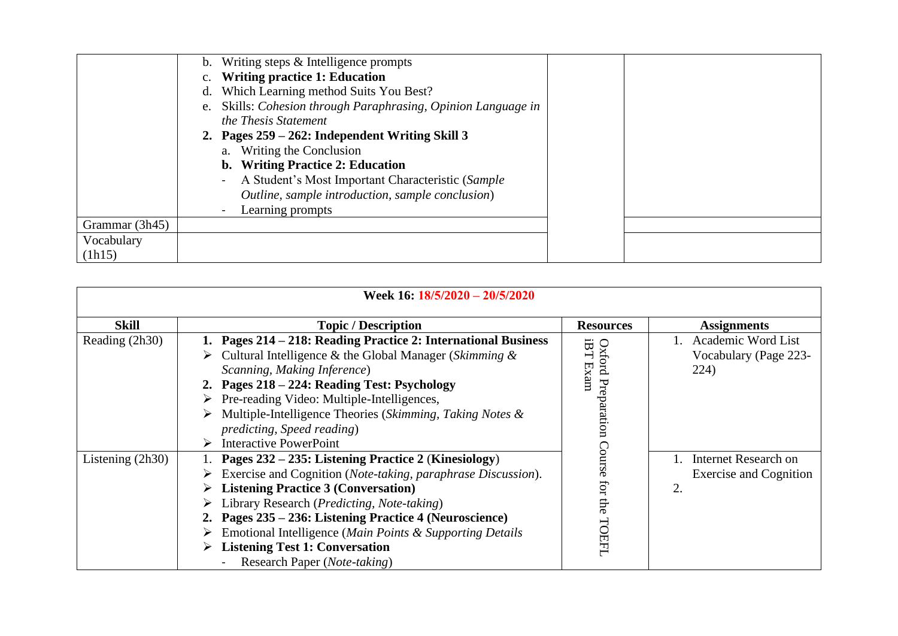| | | | |
|---|---|---|---|
| | b. Writing steps & Intelligence prompts<br>c. **Writing practice 1: Education**<br>d. Which Learning method Suits You Best?<br>e. Skills: *Cohesion through Paraphrasing, Opinion Language in the Thesis Statement*<br>**2. Pages 259 – 262: Independent Writing Skill 3**<br>a. Writing the Conclusion<br>**b. Writing Practice 2: Education**<br>- A Student's Most Important Characteristic (*Sample Outline, sample introduction, sample conclusion*)<br>- Learning prompts | | |
| Grammar (3h45) | | | |
| Vocabulary (1h15) | | | |

| **Week 16: 18/5/2020 – 20/5/2020** | | | |
|---|---|---|---|
| **Skill** | **Topic / Description** | **Resources** | **Assignments** |
| Reading (2h30) | **1. Pages 214 – 218: Reading Practice 2: International Business**<br>➢ Cultural Intelligence & the Global Manager (*Skimming & Scanning, Making Inference*)<br>**2. Pages 218 – 224: Reading Test: Psychology**<br>➢ Pre-reading Video: Multiple-Intelligences,<br>➢ Multiple-Intelligence Theories (*Skimming, Taking Notes & predicting, Speed reading*)<br>➢ Interactive PowerPoint | Oxford Preparation Course for the TOEFL iBT Exam | 1. Academic Word List Vocabulary (Page 223-224) |
| Listening (2h30) | 1. **Pages 232 – 235: Listening Practice 2** (**Kinesiology**)<br>➢ Exercise and Cognition (*Note-taking, paraphrase Discussion*).<br>➢ **Listening Practice 3 (Conversation)**<br>➢ Library Research (*Predicting, Note-taking*)<br>**2. Pages 235 – 236: Listening Practice 4 (Neuroscience)**<br>➢ Emotional Intelligence (*Main Points & Supporting Details*<br>➢ **Listening Test 1: Conversation**<br>- Research Paper (*Note-taking*) | | 1. Internet Research on Exercise and Cognition<br>2. |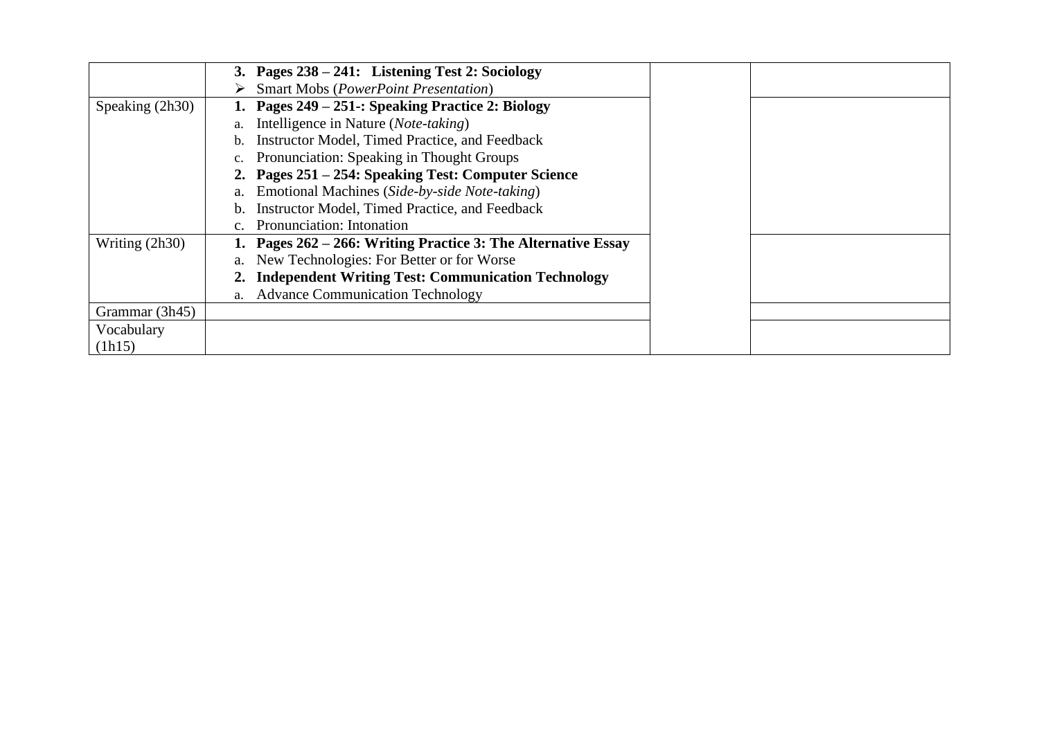| | | | |
|---|---|---|---|
| | **3. Pages 238 – 241: Listening Test 2: Sociology**<br>➢ Smart Mobs (*PowerPoint Presentation*) | | |
| Speaking (2h30) | **1. Pages 249 – 251-: Speaking Practice 2: Biology**<br>a. Intelligence in Nature (*Note-taking*)<br>b. Instructor Model, Timed Practice, and Feedback<br>c. Pronunciation: Speaking in Thought Groups<br>**2. Pages 251 – 254: Speaking Test: Computer Science**<br>a. Emotional Machines (*Side-by-side Note-taking*)<br>b. Instructor Model, Timed Practice, and Feedback<br>c. Pronunciation: Intonation | | |
| Writing (2h30) | **1. Pages 262 – 266: Writing Practice 3: The Alternative Essay**<br>a. New Technologies: For Better or for Worse<br>**2. Independent Writing Test: Communication Technology**<br>a. Advance Communication Technology | | |
| Grammar (3h45) | | | |
| Vocabulary (1h15) | | | |